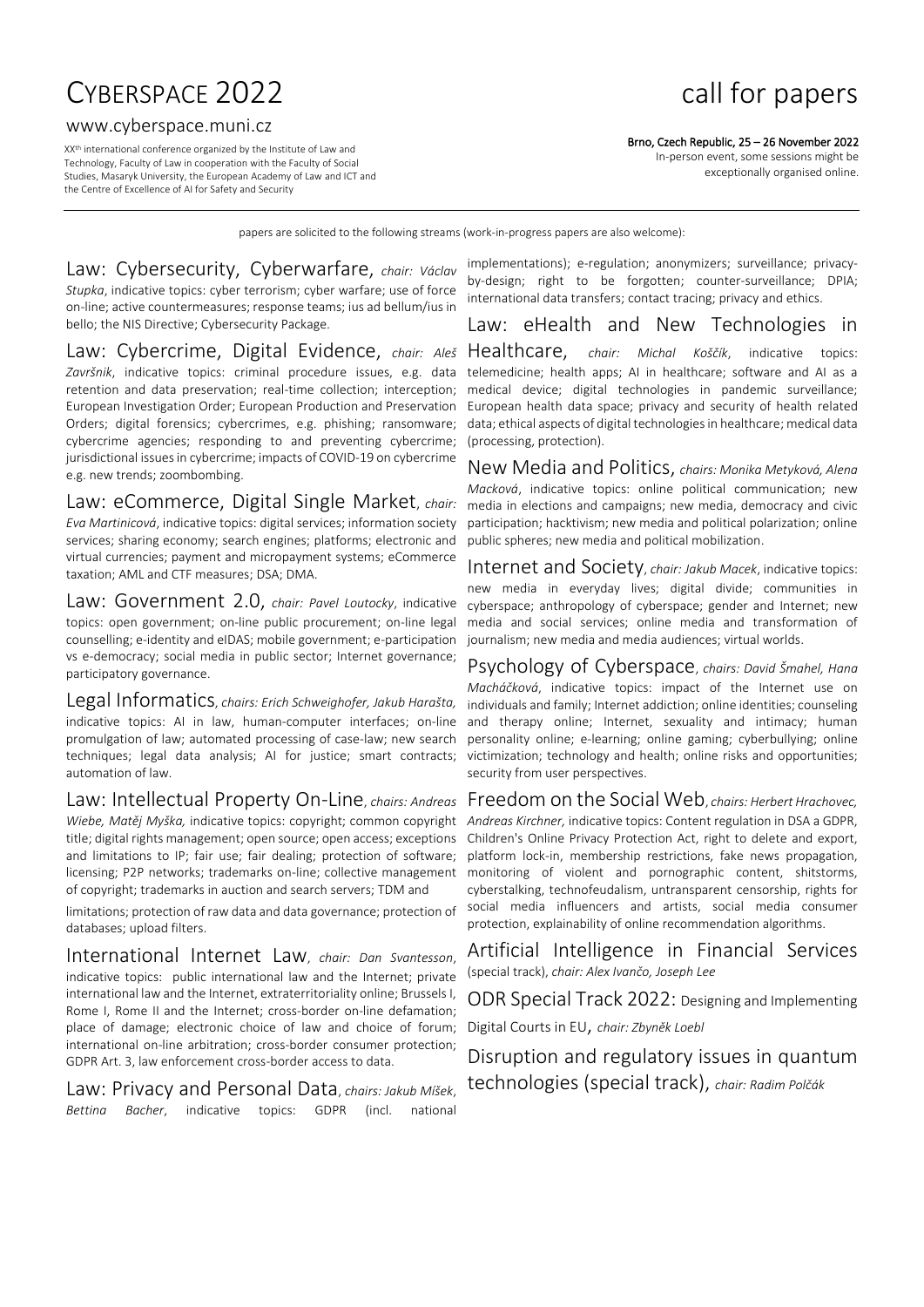# CYBERSPACE 2022

# call for papers

www.cyberspace.muni.cz

XX[th] international conference organized by the Institute of Law and Technology, Faculty of Law in cooperation with the Faculty of Social Studies, Masaryk University, the European Academy of Law and ICT and the Centre of Excellence of AI for Safety and Security

**Brno, Czech Republic, 25 – 26 November 2022**

In-person event, some sessions might be exceptionally organised online.

---

papers are solicited to the following streams (work-in-progress papers are also welcome):

## Law: Cybersecurity, Cyberwarfare, *chair: Václav Stupka*

indicative topics: cyber terrorism; cyber warfare; use of force on-line; active countermeasures; response teams; ius ad bellum/ius in bello; the NIS Directive; Cybersecurity Package.

## Law: Cybercrime, Digital Evidence, *chair: Aleš Završnik*

indicative topics: criminal procedure issues, e.g. data retention and data preservation; real-time collection; interception; European Investigation Order; European Production and Preservation Orders; digital forensics; cybercrimes, e.g. phishing; ransomware; cybercrime agencies; responding to and preventing cybercrime; jurisdictional issues in cybercrime; impacts of COVID-19 on cybercrime e.g. new trends; zoombombing.

## Law: eCommerce, Digital Single Market, *chair: Eva Martinicová*

indicative topics: digital services; information society services; sharing economy; search engines; platforms; electronic and virtual currencies; payment and micropayment systems; eCommerce taxation; AML and CTF measures; DSA; DMA.

## Law: Government 2.0, *chair: Pavel Loutocky*

indicative topics: open government; on-line public procurement; on-line legal counselling; e-identity and eIDAS; mobile government; e-participation vs e-democracy; social media in public sector; Internet governance; participatory governance.

## Legal Informatics, *chairs: Erich Schweighofer, Jakub Harašta,*

indicative topics: AI in law, human-computer interfaces; on-line promulgation of law; automated processing of case-law; new search techniques; legal data analysis; AI for justice; smart contracts; automation of law.

## Law: Intellectual Property On-Line, *chairs: Andreas Wiebe, Matěj Myška,*

indicative topics: copyright; common copyright title; digital rights management; open source; open access; exceptions and limitations to IP; fair use; fair dealing; protection of software; licensing; P2P networks; trademarks on-line; collective management of copyright; trademarks in auction and search servers; TDM and limitations; protection of raw data and data governance; protection of databases; upload filters.

## International Internet Law, *chair: Dan Svantesson*

indicative topics: public international law and the Internet; private international law and the Internet, extraterritoriality online; Brussels I, Rome I, Rome II and the Internet; cross-border on-line defamation; place of damage; electronic choice of law and choice of forum; international on-line arbitration; cross-border consumer protection; GDPR Art. 3, law enforcement cross-border access to data.

## Law: Privacy and Personal Data, *chairs: Jakub Míšek, Bettina Bacher*

indicative topics: GDPR (incl. national implementations); e-regulation; anonymizers; surveillance; privacy-by-design; right to be forgotten; counter-surveillance; DPIA; international data transfers; contact tracing; privacy and ethics.

## Law: eHealth and New Technologies in Healthcare, *chair: Michal Koščík*

indicative topics: telemedicine; health apps; AI in healthcare; software and AI as a medical device; digital technologies in pandemic surveillance; European health data space; privacy and security of health related data; ethical aspects of digital technologies in healthcare; medical data (processing, protection).

## New Media and Politics, *chairs: Monika Metyková, Alena Macková*

indicative topics: online political communication; new media in elections and campaigns; new media, democracy and civic participation; hacktivism; new media and political polarization; online public spheres; new media and political mobilization.

## Internet and Society, *chair: Jakub Macek*

indicative topics: new media in everyday lives; digital divide; communities in cyberspace; anthropology of cyberspace; gender and Internet; new media and social services; online media and transformation of journalism; new media and media audiences; virtual worlds.

## Psychology of Cyberspace, *chairs: David Šmahel, Hana Macháčková*

indicative topics: impact of the Internet use on individuals and family; Internet addiction; online identities; counseling and therapy online; Internet, sexuality and intimacy; human personality online; e-learning; online gaming; cyberbullying; online victimization; technology and health; online risks and opportunities; security from user perspectives.

## Freedom on the Social Web, *chairs: Herbert Hrachovec, Andreas Kirchner,*

indicative topics: Content regulation in DSA a GDPR, Children's Online Privacy Protection Act, right to delete and export, platform lock-in, membership restrictions, fake news propagation, monitoring of violent and pornographic content, shitstorms, cyberstalking, technofeudalism, untransparent censorship, rights for social media influencers and artists, social media consumer protection, explainability of online recommendation algorithms.

## Artificial Intelligence in Financial Services (special track), *chair: Alex Ivančo, Joseph Lee*

## ODR Special Track 2022: Designing and Implementing Digital Courts in EU, *chair: Zbyněk Loebl*

## Disruption and regulatory issues in quantum technologies (special track), *chair: Radim Polčák*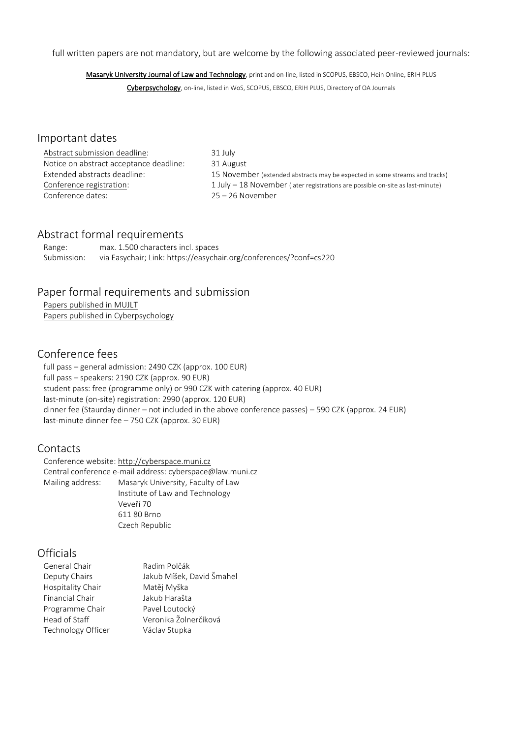full written papers are not mandatory, but are welcome by the following associated peer-reviewed journals:

**Masaryk University Journal of Law and Technology**, print and on-line, listed in SCOPUS, EBSCO, Hein Online, ERIH PLUS

**Cyberpsychology**, on-line, listed in WoS, SCOPUS, EBSCO, ERIH PLUS, Directory of OA Journals

## Important dates

| | |
|---|---|
| Abstract submission deadline: | 31 July |
| Notice on abstract acceptance deadline: | 31 August |
| Extended abstracts deadline: | 15 November (extended abstracts may be expected in some streams and tracks) |
| Conference registration: | 1 July – 18 November (later registrations are possible on-site as last-minute) |
| Conference dates: | 25 – 26 November |

## Abstract formal requirements

| | |
|---|---|
| Range: | max. 1.500 characters incl. spaces |
| Submission: | via Easychair; Link: https://easychair.org/conferences/?conf=cs220 |

## Paper formal requirements and submission

Papers published in MUJLT

Papers published in Cyberpsychology

## Conference fees

full pass – general admission: 2490 CZK (approx. 100 EUR)

full pass – speakers: 2190 CZK (approx. 90 EUR)

student pass: free (programme only) or 990 CZK with catering (approx. 40 EUR)

last-minute (on-site) registration: 2990 (approx. 120 EUR)

dinner fee (Staurday dinner – not included in the above conference passes) – 590 CZK (approx. 24 EUR)

last-minute dinner fee – 750 CZK (approx. 30 EUR)

## Contacts

Conference website: http://cyberspace.muni.cz

Central conference e-mail address: cyberspace@law.muni.cz

Mailing address: Masaryk University, Faculty of Law
Institute of Law and Technology
Veveří 70
611 80 Brno
Czech Republic

## Officials

| | |
|---|---|
| General Chair | Radim Polčák |
| Deputy Chairs | Jakub Míšek, David Šmahel |
| Hospitality Chair | Matěj Myška |
| Financial Chair | Jakub Harašta |
| Programme Chair | Pavel Loutocký |
| Head of Staff | Veronika Žolnerčíková |
| Technology Officer | Václav Stupka |